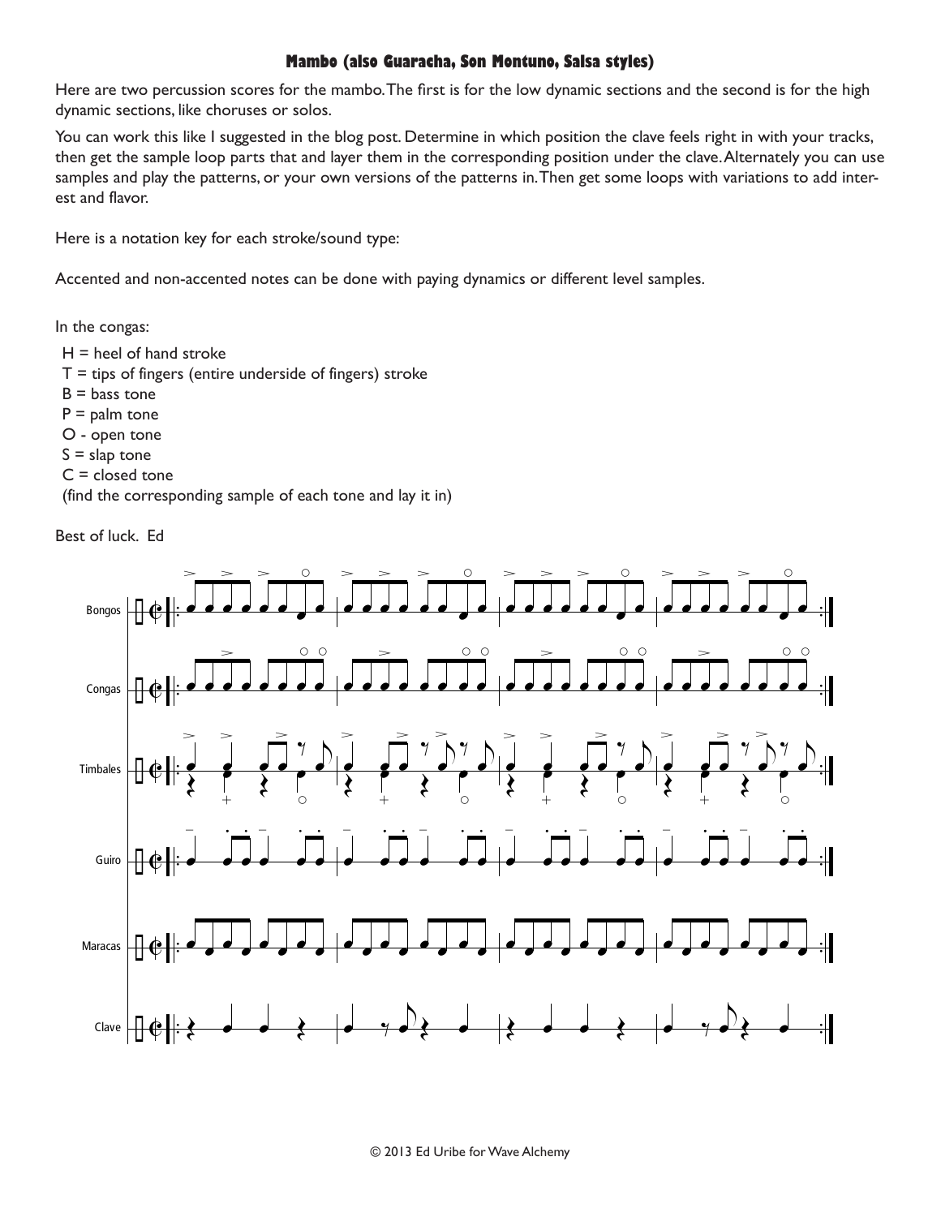# Mambo (also Guaracha, Son Montuno, Salsa styles)

Here are two percussion scores for the mambo. The first is for the low dynamic sections and the second is for the high dynamic sections, like choruses or solos.

You can work this like I suggested in the blog post. Determine in which position the clave feels right in with your tracks, then get the sample loop parts that and layer them in the corresponding position under the clave. Alternately you can use samples and play the patterns, or your own versions of the patterns in. Then get some loops with variations to add interest and flavor.

Here is a notation key for each stroke/sound type:

Accented and non-accented notes can be done with paying dynamics or different level samples.

In the congas:

H = heel of hand stroke
T = tips of fingers (entire underside of fingers) stroke
B = bass tone
P = palm tone
O - open tone
S = slap tone
C = closed tone
(find the corresponding sample of each tone and lay it in)

Best of luck. Ed

Bongos

Congas

Timbales

Guiro

Maracas

Clave

© 2013 Ed Uribe for Wave Alchemy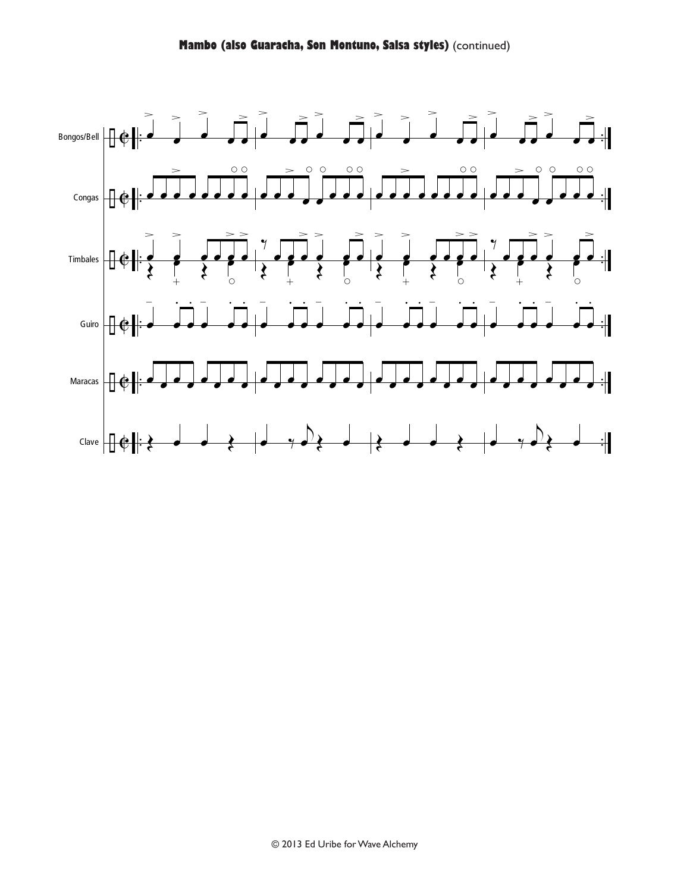**Mambo (also Guaracha, Son Montuno, Salsa styles)** (continued)

Bongos/Bell

Congas

Timbales

Guiro

Maracas

Clave

© 2013 Ed Uribe for Wave Alchemy